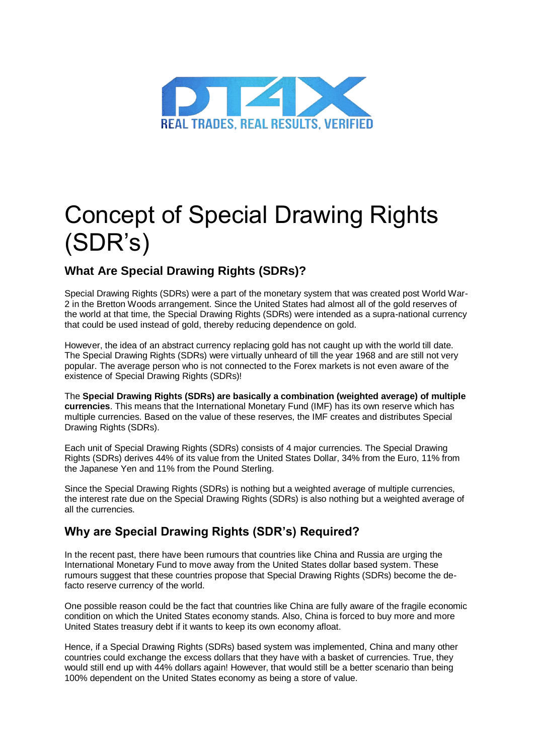# Concept of Special Drawing Rights (SDR's)

## What Are Special Drawing Rights (SDRs)?

Special Drawing Rights (SDRs) were a part of the monetary system that was created post World War-2 in the Bretton Woods arrangement. Since the United States had almost all of the gold reserves of the world at that time, the Special Drawing Rights (SDRs) were intended as a supra-national currency that could be used instead of gold, thereby reducing dependence on gold.

However, the idea of an abstract currency replacing gold has not caught up with the world till date. The Special Drawing Rights (SDRs) were virtually unheard of till the year 1968 and are still not very popular. The average person who is not connected to the Forex markets is not even aware of the existence of Special Drawing Rights (SDRs)!

The **Special Drawing Rights (SDRs) are basically a combination (weighted average) of multiple currencies**. This means that the International Monetary Fund (IMF) has its own reserve which has multiple currencies. Based on the value of these reserves, the IMF creates and distributes Special Drawing Rights (SDRs).

Each unit of Special Drawing Rights (SDRs) consists of 4 major currencies. The Special Drawing Rights (SDRs) derives 44% of its value from the United States Dollar, 34% from the Euro, 11% from the Japanese Yen and 11% from the Pound Sterling.

Since the Special Drawing Rights (SDRs) is nothing but a weighted average of multiple currencies, the interest rate due on the Special Drawing Rights (SDRs) is also nothing but a weighted average of all the currencies.

## Why are Special Drawing Rights (SDR's) Required?

In the recent past, there have been rumours that countries like China and Russia are urging the International Monetary Fund to move away from the United States dollar based system. These rumours suggest that these countries propose that Special Drawing Rights (SDRs) become the de-facto reserve currency of the world.

One possible reason could be the fact that countries like China are fully aware of the fragile economic condition on which the United States economy stands. Also, China is forced to buy more and more United States treasury debt if it wants to keep its own economy afloat.

Hence, if a Special Drawing Rights (SDRs) based system was implemented, China and many other countries could exchange the excess dollars that they have with a basket of currencies. True, they would still end up with 44% dollars again! However, that would still be a better scenario than being 100% dependent on the United States economy as being a store of value.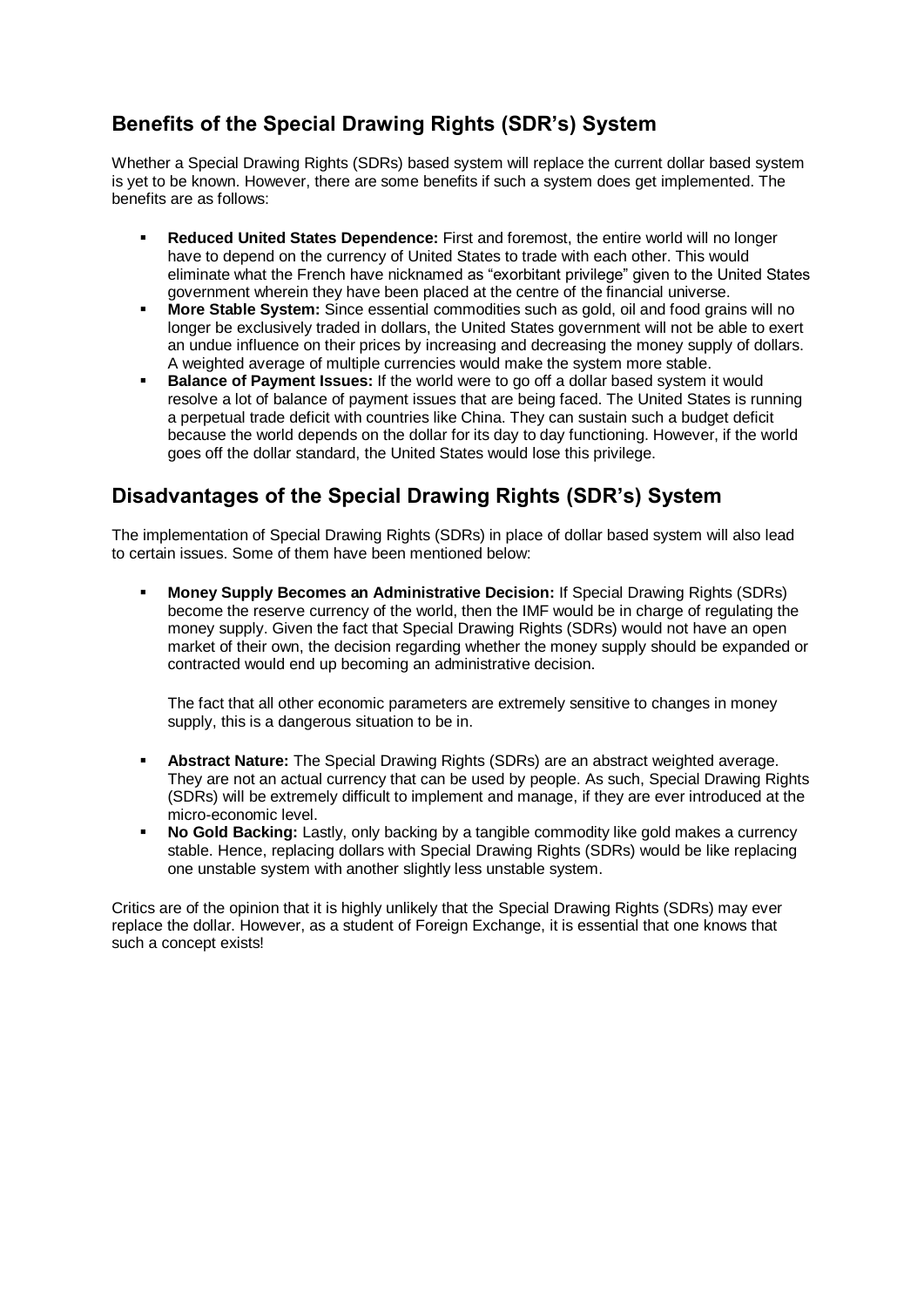## Benefits of the Special Drawing Rights (SDR's) System

Whether a Special Drawing Rights (SDRs) based system will replace the current dollar based system is yet to be known. However, there are some benefits if such a system does get implemented. The benefits are as follows:

- **Reduced United States Dependence:** First and foremost, the entire world will no longer have to depend on the currency of United States to trade with each other. This would eliminate what the French have nicknamed as "exorbitant privilege" given to the United States government wherein they have been placed at the centre of the financial universe.
- **More Stable System:** Since essential commodities such as gold, oil and food grains will no longer be exclusively traded in dollars, the United States government will not be able to exert an undue influence on their prices by increasing and decreasing the money supply of dollars. A weighted average of multiple currencies would make the system more stable.
- **Balance of Payment Issues:** If the world were to go off a dollar based system it would resolve a lot of balance of payment issues that are being faced. The United States is running a perpetual trade deficit with countries like China. They can sustain such a budget deficit because the world depends on the dollar for its day to day functioning. However, if the world goes off the dollar standard, the United States would lose this privilege.

## Disadvantages of the Special Drawing Rights (SDR's) System

The implementation of Special Drawing Rights (SDRs) in place of dollar based system will also lead to certain issues. Some of them have been mentioned below:

- **Money Supply Becomes an Administrative Decision:** If Special Drawing Rights (SDRs) become the reserve currency of the world, then the IMF would be in charge of regulating the money supply. Given the fact that Special Drawing Rights (SDRs) would not have an open market of their own, the decision regarding whether the money supply should be expanded or contracted would end up becoming an administrative decision.

  The fact that all other economic parameters are extremely sensitive to changes in money supply, this is a dangerous situation to be in.

- **Abstract Nature:** The Special Drawing Rights (SDRs) are an abstract weighted average. They are not an actual currency that can be used by people. As such, Special Drawing Rights (SDRs) will be extremely difficult to implement and manage, if they are ever introduced at the micro-economic level.
- **No Gold Backing:** Lastly, only backing by a tangible commodity like gold makes a currency stable. Hence, replacing dollars with Special Drawing Rights (SDRs) would be like replacing one unstable system with another slightly less unstable system.

Critics are of the opinion that it is highly unlikely that the Special Drawing Rights (SDRs) may ever replace the dollar. However, as a student of Foreign Exchange, it is essential that one knows that such a concept exists!